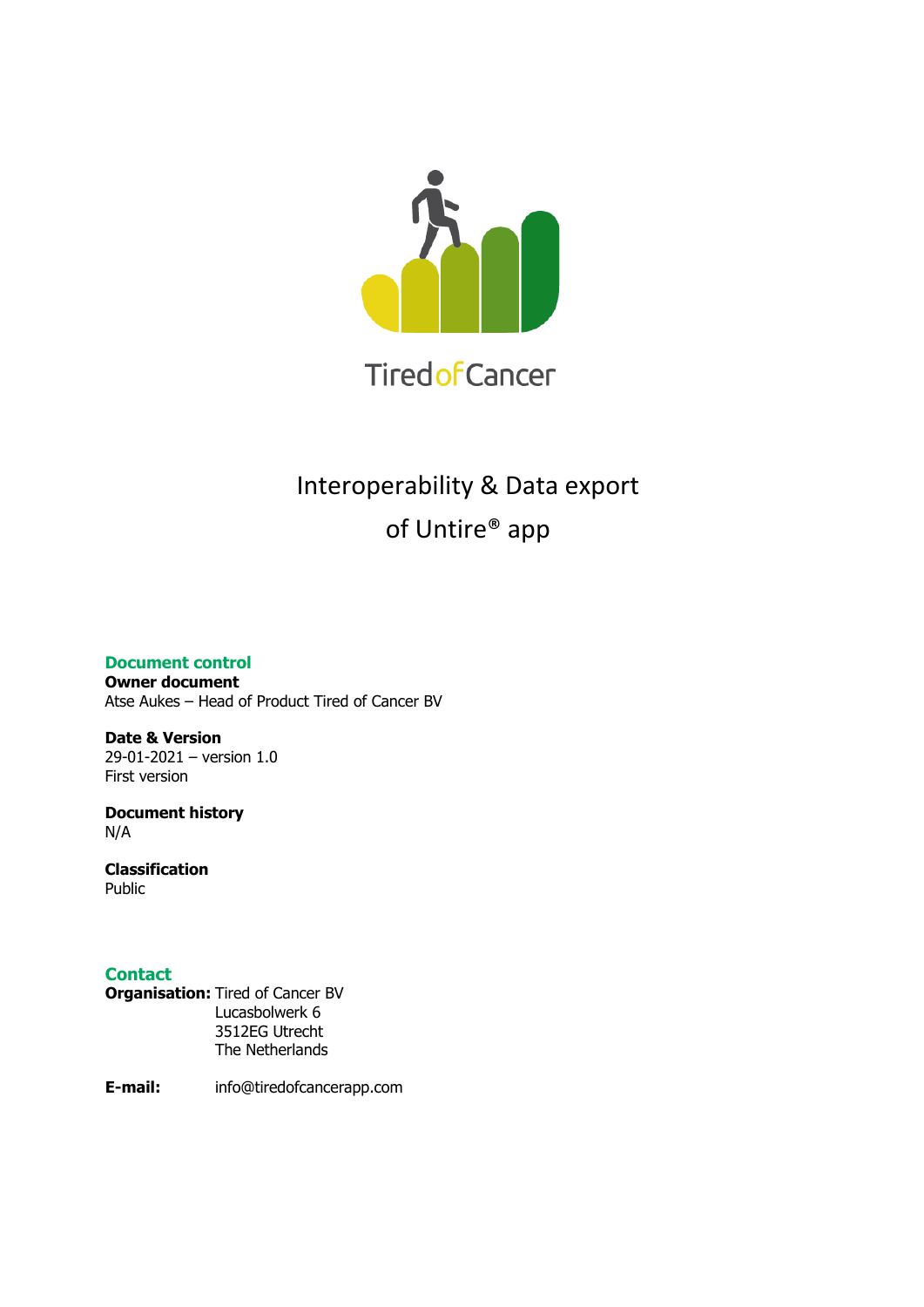Tired of Cancer

# Interoperability & Data export of Untire® app

## Document control

**Owner document**
Atse Aukes – Head of Product Tired of Cancer BV

**Date & Version**
29-01-2021 – version 1.0
First version

**Document history**
N/A

**Classification**
Public

## Contact

**Organisation:** Tired of Cancer BV
Lucasbolwerk 6
3512EG Utrecht
The Netherlands

**E-mail:** info@tiredofcancerapp.com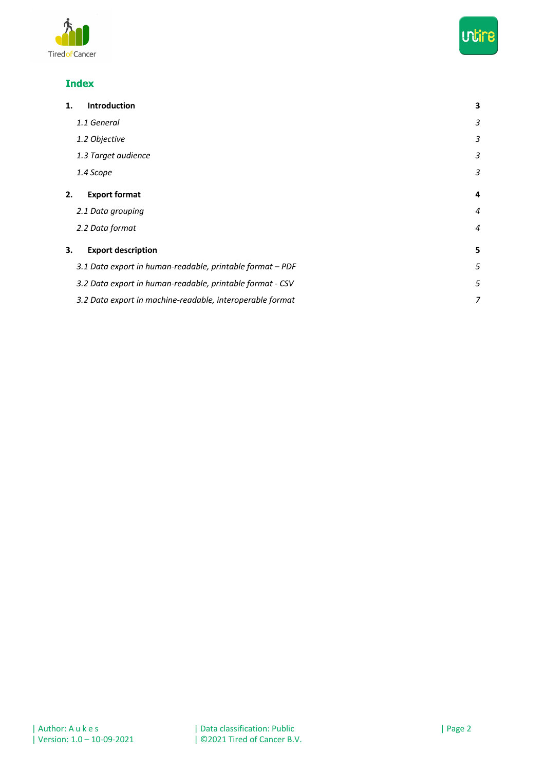## Index

| | | |
|---|---|---|
| **1.** | **Introduction** | **3** |
| | *1.1 General* | *3* |
| | *1.2 Objective* | *3* |
| | *1.3 Target audience* | *3* |
| | *1.4 Scope* | *3* |
| **2.** | **Export format** | **4** |
| | *2.1 Data grouping* | *4* |
| | *2.2 Data format* | *4* |
| **3.** | **Export description** | **5** |
| | *3.1 Data export in human-readable, printable format – PDF* | *5* |
| | *3.2 Data export in human-readable, printable format - CSV* | *5* |
| | *3.2 Data export in machine-readable, interoperable format* | *7* |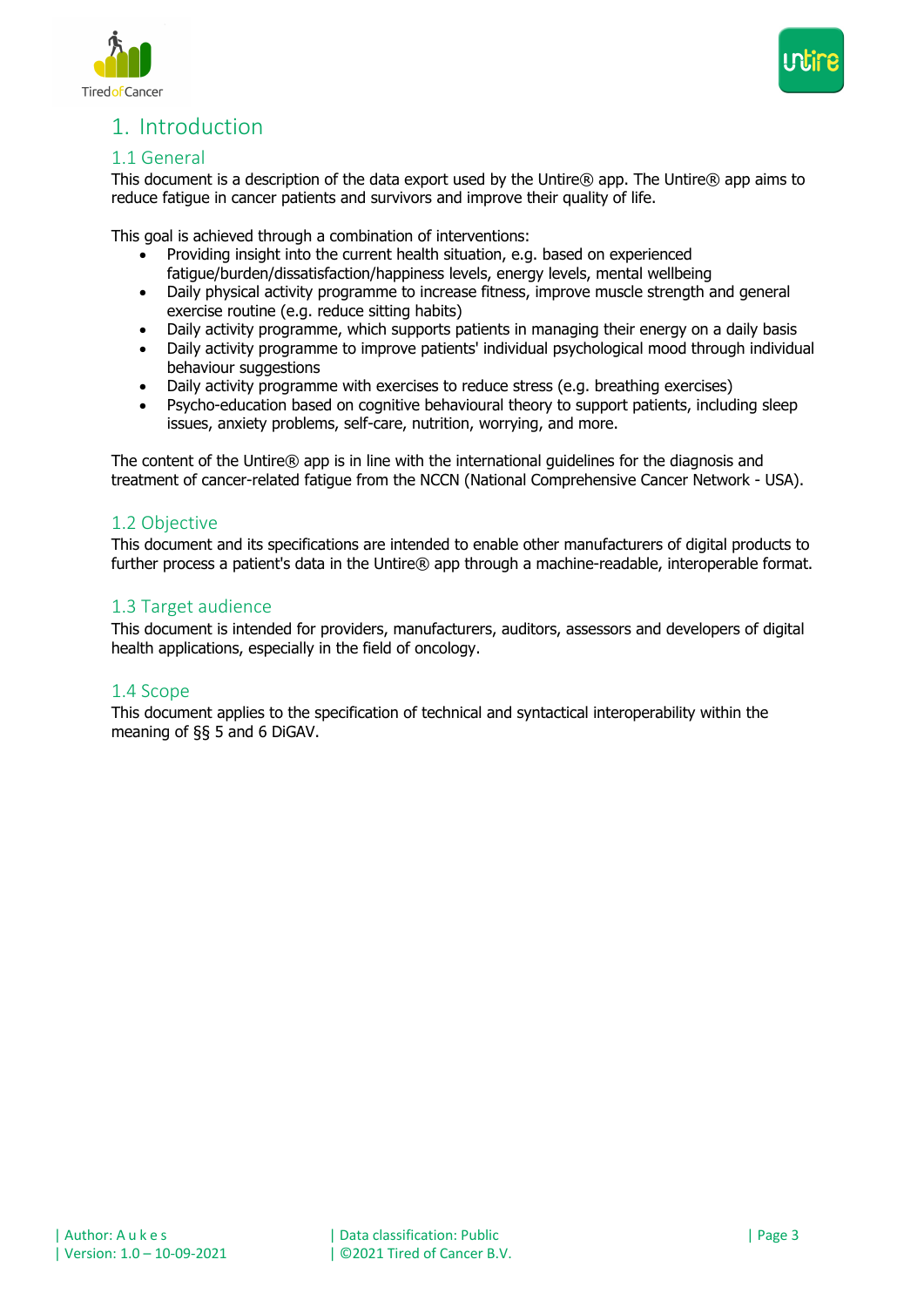# 1. Introduction

## 1.1 General

This document is a description of the data export used by the Untire® app. The Untire® app aims to reduce fatigue in cancer patients and survivors and improve their quality of life.

This goal is achieved through a combination of interventions:

- Providing insight into the current health situation, e.g. based on experienced fatigue/burden/dissatisfaction/happiness levels, energy levels, mental wellbeing
- Daily physical activity programme to increase fitness, improve muscle strength and general exercise routine (e.g. reduce sitting habits)
- Daily activity programme, which supports patients in managing their energy on a daily basis
- Daily activity programme to improve patients' individual psychological mood through individual behaviour suggestions
- Daily activity programme with exercises to reduce stress (e.g. breathing exercises)
- Psycho-education based on cognitive behavioural theory to support patients, including sleep issues, anxiety problems, self-care, nutrition, worrying, and more.

The content of the Untire® app is in line with the international guidelines for the diagnosis and treatment of cancer-related fatigue from the NCCN (National Comprehensive Cancer Network - USA).

## 1.2 Objective

This document and its specifications are intended to enable other manufacturers of digital products to further process a patient's data in the Untire® app through a machine-readable, interoperable format.

## 1.3 Target audience

This document is intended for providers, manufacturers, auditors, assessors and developers of digital health applications, especially in the field of oncology.

## 1.4 Scope

This document applies to the specification of technical and syntactical interoperability within the meaning of §§ 5 and 6 DiGAV.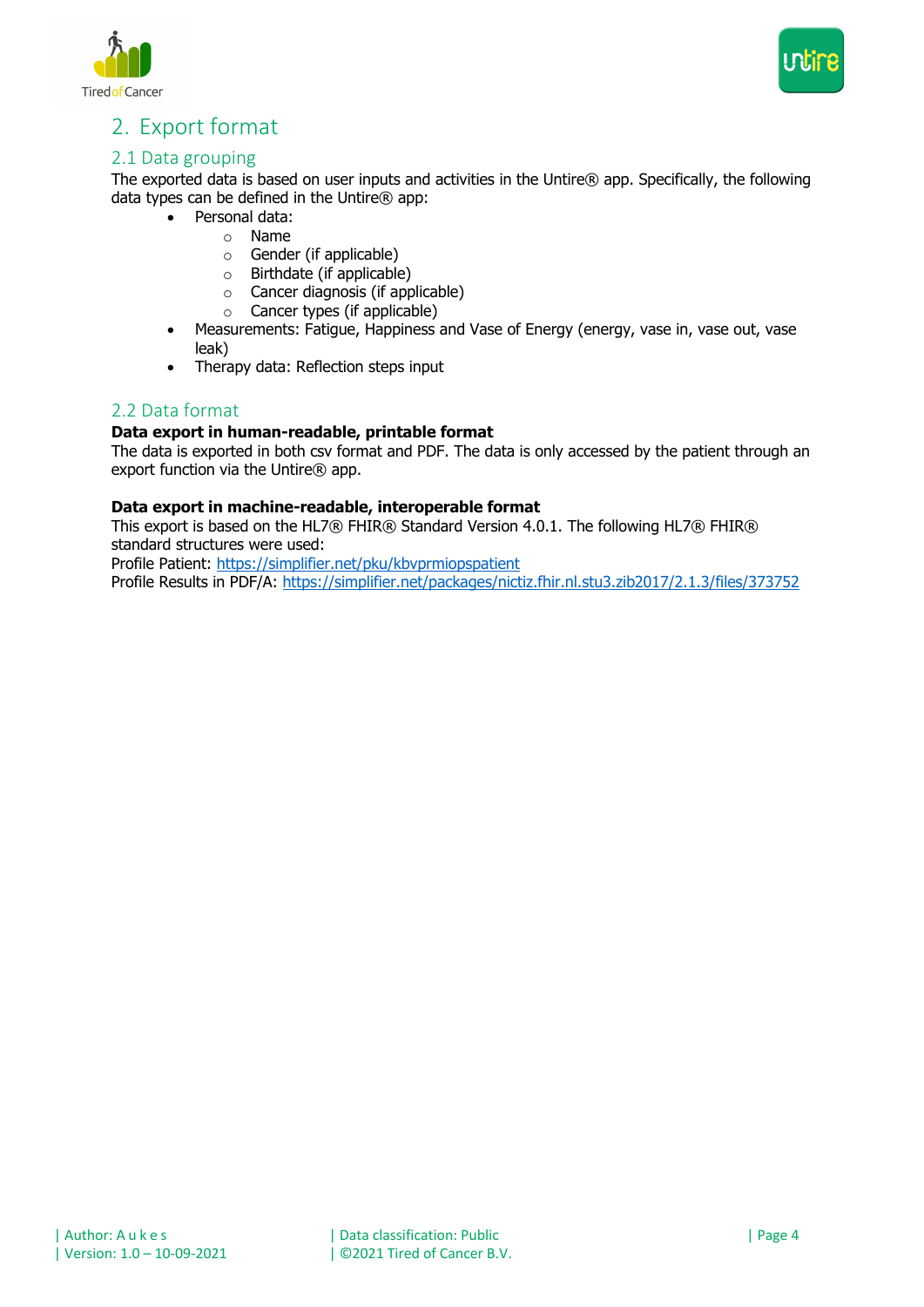# 2. Export format

## 2.1 Data grouping

The exported data is based on user inputs and activities in the Untire® app. Specifically, the following data types can be defined in the Untire® app:

- Personal data:
  - Name
  - Gender (if applicable)
  - Birthdate (if applicable)
  - Cancer diagnosis (if applicable)
  - Cancer types (if applicable)
- Measurements: Fatigue, Happiness and Vase of Energy (energy, vase in, vase out, vase leak)
- Therapy data: Reflection steps input

## 2.2 Data format

**Data export in human-readable, printable format**

The data is exported in both csv format and PDF. The data is only accessed by the patient through an export function via the Untire® app.

**Data export in machine-readable, interoperable format**

This export is based on the HL7® FHIR® Standard Version 4.0.1. The following HL7® FHIR® standard structures were used:

Profile Patient: https://simplifier.net/pku/kbvprmiopspatient

Profile Results in PDF/A: https://simplifier.net/packages/nictiz.fhir.nl.stu3.zib2017/2.1.3/files/373752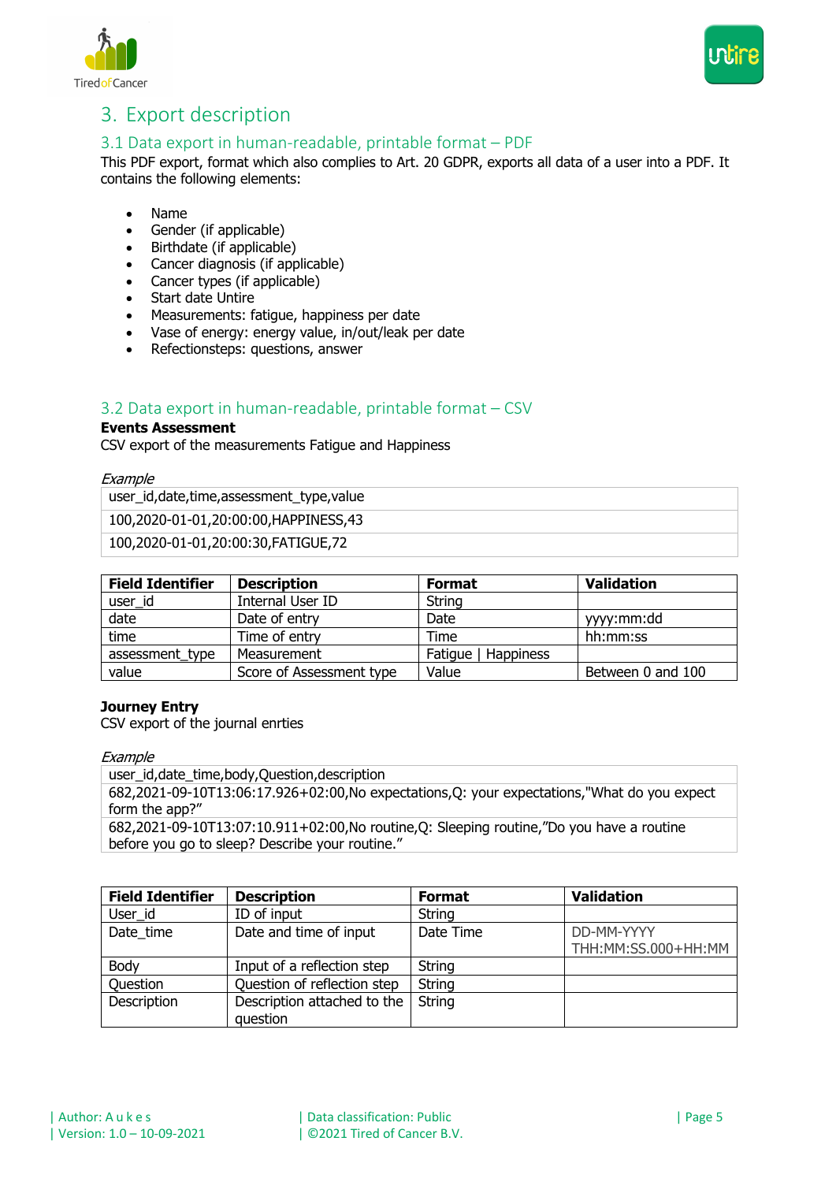## 3. Export description

### 3.1 Data export in human-readable, printable format – PDF

This PDF export, format which also complies to Art. 20 GDPR, exports all data of a user into a PDF. It contains the following elements:

- Name
- Gender (if applicable)
- Birthdate (if applicable)
- Cancer diagnosis (if applicable)
- Cancer types (if applicable)
- Start date Untire
- Measurements: fatigue, happiness per date
- Vase of energy: energy value, in/out/leak per date
- Refectionsteps: questions, answer

### 3.2 Data export in human-readable, printable format – CSV

**Events Assessment**

CSV export of the measurements Fatigue and Happiness

*Example*

```
user_id,date,time,assessment_type,value
100,2020-01-01,20:00:00,HAPPINESS,43
100,2020-01-01,20:00:30,FATIGUE,72
```

| Field Identifier | Description | Format | Validation |
|---|---|---|---|
| user_id | Internal User ID | String | |
| date | Date of entry | Date | yyyy:mm:dd |
| time | Time of entry | Time | hh:mm:ss |
| assessment_type | Measurement | Fatigue \| Happiness | |
| value | Score of Assessment type | Value | Between 0 and 100 |

**Journey Entry**

CSV export of the journal enrties

*Example*

```
user_id,date_time,body,Question,description
682,2021-09-10T13:06:17.926+02:00,No expectations,Q: your expectations,"What do you expect form the app?"
682,2021-09-10T13:07:10.911+02:00,No routine,Q: Sleeping routine,"Do you have a routine before you go to sleep? Describe your routine."
```

| Field Identifier | Description | Format | Validation |
|---|---|---|---|
| User_id | ID of input | String | |
| Date_time | Date and time of input | Date Time | DD-MM-YYYY THH:MM:SS.000+HH:MM |
| Body | Input of a reflection step | String | |
| Question | Question of reflection step | String | |
| Description | Description attached to the question | String | |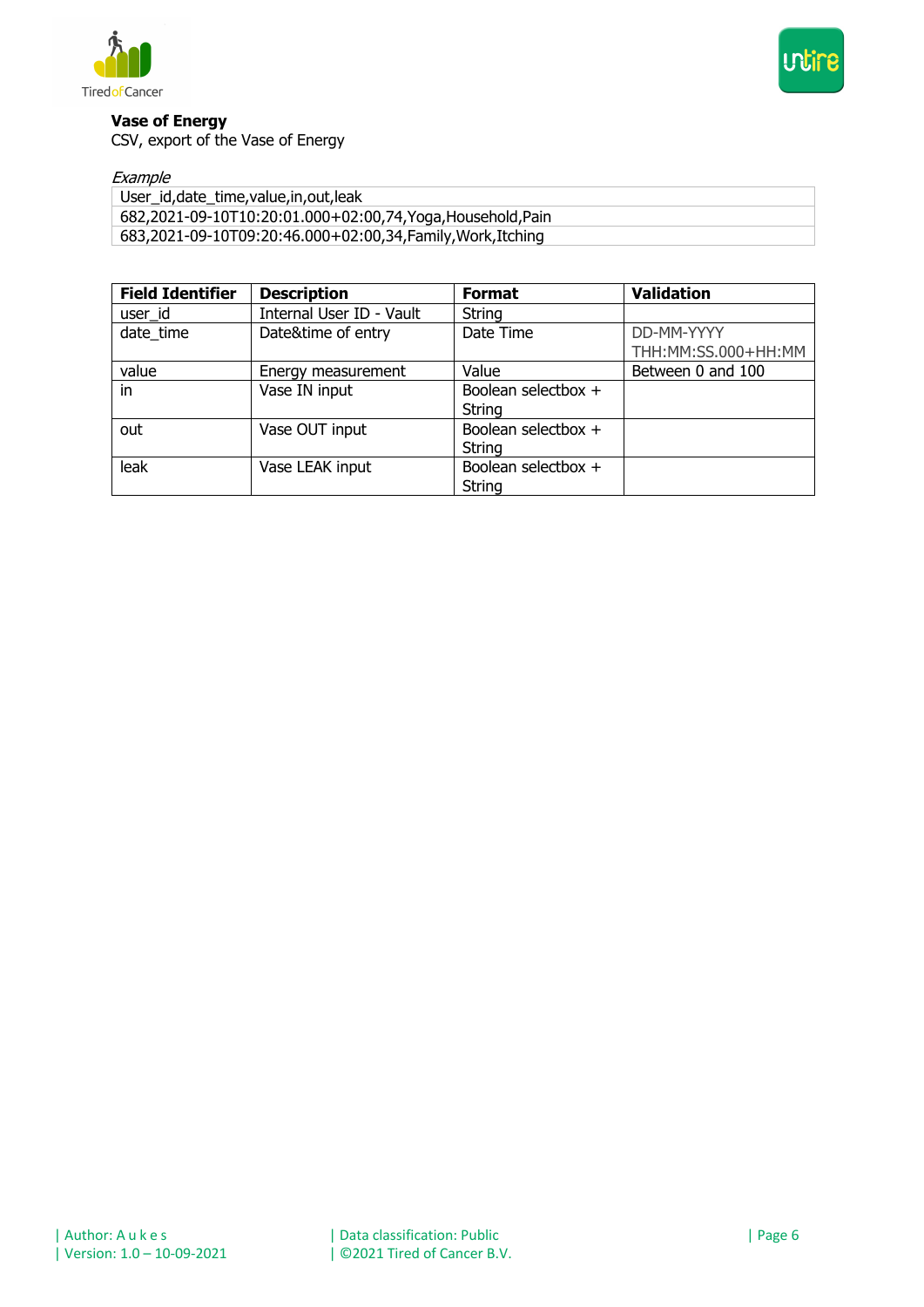**Vase of Energy**

CSV, export of the Vase of Energy

*Example*

```
User_id,date_time,value,in,out,leak
682,2021-09-10T10:20:01.000+02:00,74,Yoga,Household,Pain
683,2021-09-10T09:20:46.000+02:00,34,Family,Work,Itching
```

| Field Identifier | Description | Format | Validation |
|---|---|---|---|
| user_id | Internal User ID - Vault | String | |
| date_time | Date&time of entry | Date Time | DD-MM-YYYY THH:MM:SS.000+HH:MM |
| value | Energy measurement | Value | Between 0 and 100 |
| in | Vase IN input | Boolean selectbox + String | |
| out | Vase OUT input | Boolean selectbox + String | |
| leak | Vase LEAK input | Boolean selectbox + String | |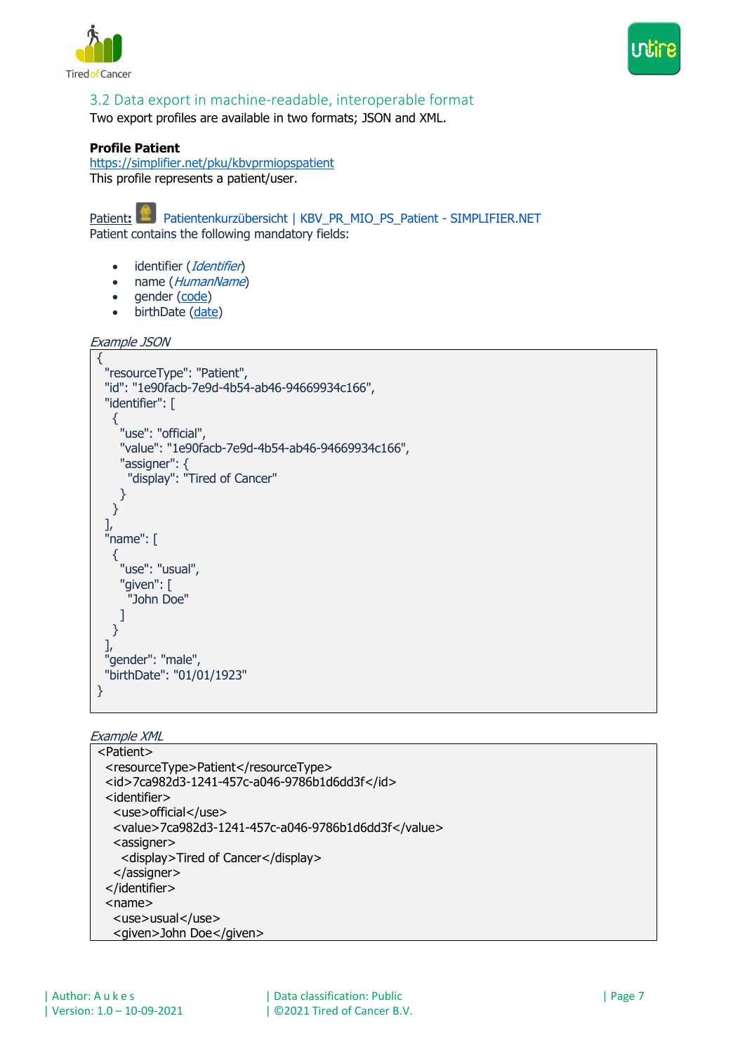## 3.2 Data export in machine-readable, interoperable format

Two export profiles are available in two formats; JSON and XML.

**Profile Patient**

[https://simplifier.net/pku/kbvprmiopspatient](https://simplifier.net/pku/kbvprmiopspatient)

This profile represents a patient/user.

Patient: Patientenkurzübersicht | KBV_PR_MIO_PS_Patient - SIMPLIFIER.NET

Patient contains the following mandatory fields:

- identifier (*Identifier*)
- name (*HumanName*)
- gender (code)
- birthDate (date)

*Example JSON*

```
{
  "resourceType": "Patient",
  "id": "1e90facb-7e9d-4b54-ab46-94669934c166",
  "identifier": [
    {
      "use": "official",
      "value": "1e90facb-7e9d-4b54-ab46-94669934c166",
      "assigner": {
        "display": "Tired of Cancer"
      }
    }
  ],
  "name": [
    {
      "use": "usual",
      "given": [
        "John Doe"
      ]
    }
  ],
  "gender": "male",
  "birthDate": "01/01/1923"
}
```

*Example XML*

```
<Patient>
  <resourceType>Patient</resourceType>
  <id>7ca982d3-1241-457c-a046-9786b1d6dd3f</id>
  <identifier>
    <use>official</use>
    <value>7ca982d3-1241-457c-a046-9786b1d6dd3f</value>
    <assigner>
      <display>Tired of Cancer</display>
    </assigner>
  </identifier>
  <name>
    <use>usual</use>
    <given>John Doe</given>
```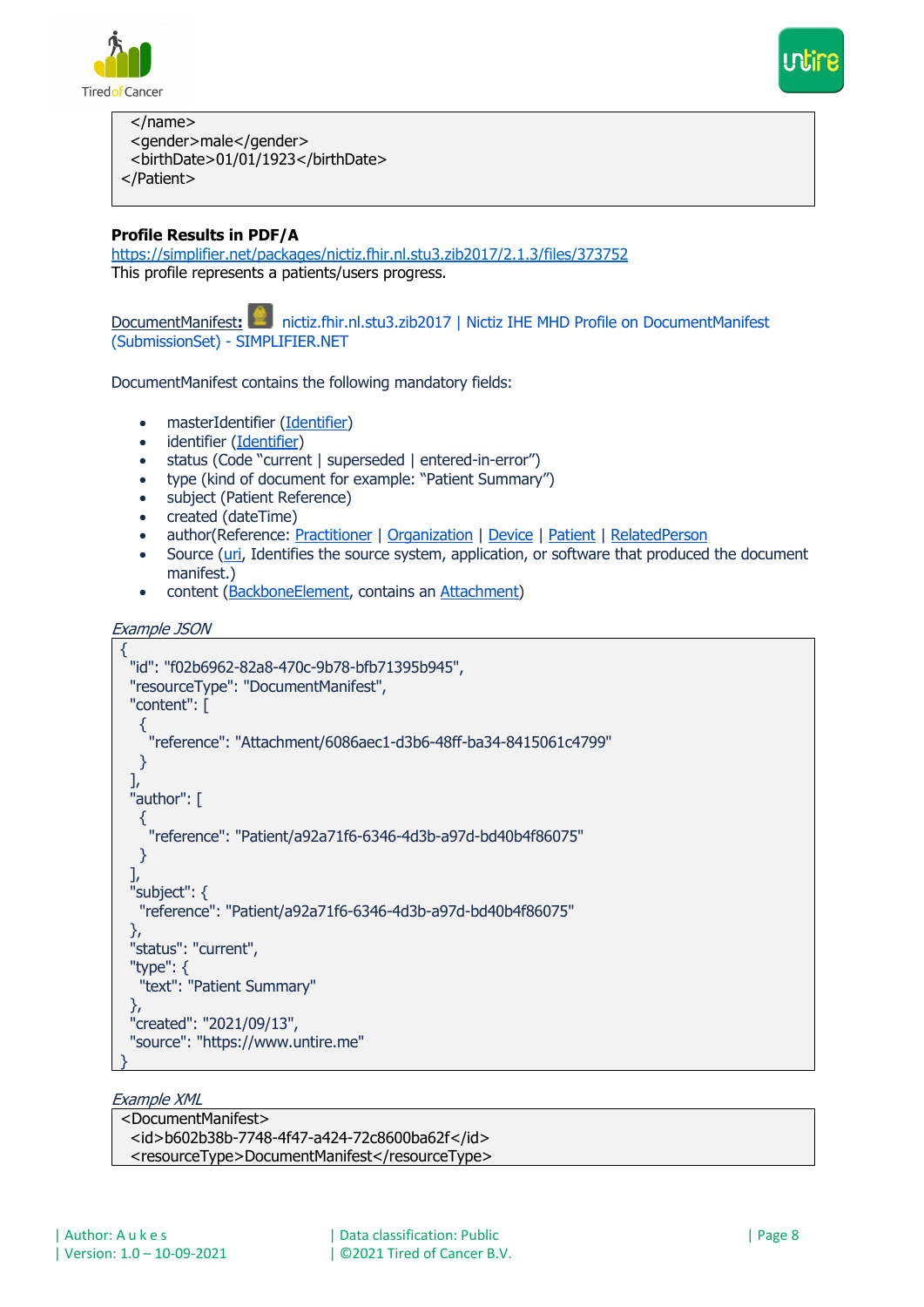```
  </name>
  <gender>male</gender>
  <birthDate>01/01/1923</birthDate>
</Patient>
```

**Profile Results in PDF/A**
[https://simplifier.net/packages/nictiz.fhir.nl.stu3.zib2017/2.1.3/files/373752](https://simplifier.net/packages/nictiz.fhir.nl.stu3.zib2017/2.1.3/files/373752)
This profile represents a patients/users progress.

DocumentManifest**:** nictiz.fhir.nl.stu3.zib2017 | Nictiz IHE MHD Profile on DocumentManifest (SubmissionSet) - SIMPLIFIER.NET

DocumentManifest contains the following mandatory fields:

- masterIdentifier (Identifier)
- identifier (Identifier)
- status (Code "current | superseded | entered-in-error")
- type (kind of document for example: "Patient Summary")
- subject (Patient Reference)
- created (dateTime)
- author(Reference: Practitioner | Organization | Device | Patient | RelatedPerson
- Source (uri, Identifies the source system, application, or software that produced the document manifest.)
- content (BackboneElement, contains an Attachment)

*Example JSON*

```
{
  "id": "f02b6962-82a8-470c-9b78-bfb71395b945",
  "resourceType": "DocumentManifest",
  "content": [
    {
      "reference": "Attachment/6086aec1-d3b6-48ff-ba34-8415061c4799"
    }
  ],
  "author": [
    {
      "reference": "Patient/a92a71f6-6346-4d3b-a97d-bd40b4f86075"
    }
  ],
  "subject": {
    "reference": "Patient/a92a71f6-6346-4d3b-a97d-bd40b4f86075"
  },
  "status": "current",
  "type": {
    "text": "Patient Summary"
  },
  "created": "2021/09/13",
  "source": "https://www.untire.me"
}
```

*Example XML*

```
<DocumentManifest>
  <id>b602b38b-7748-4f47-a424-72c8600ba62f</id>
  <resourceType>DocumentManifest</resourceType>
```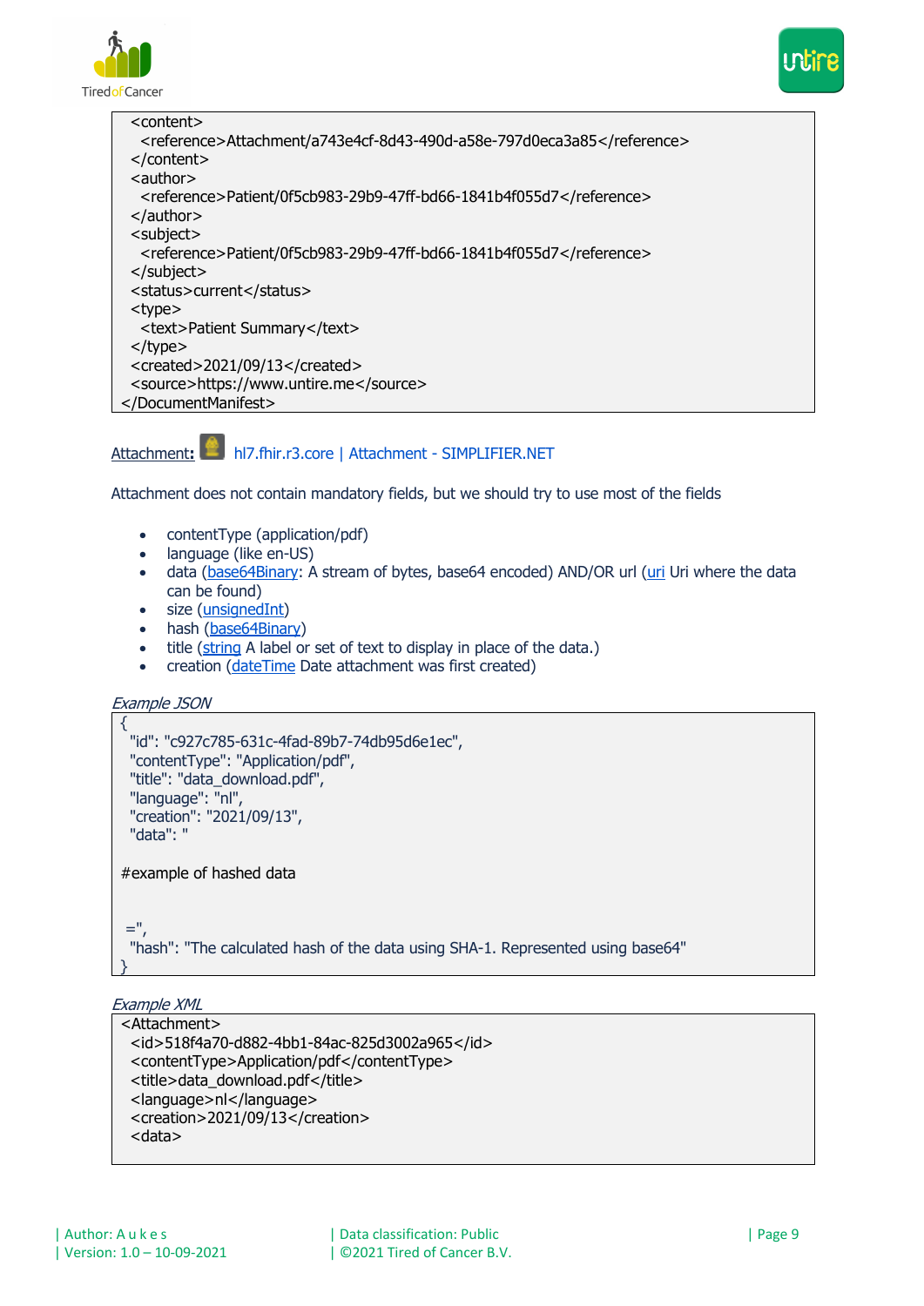```
  <content>
    <reference>Attachment/a743e4cf-8d43-490d-a58e-797d0eca3a85</reference>
  </content>
  <author>
    <reference>Patient/0f5cb983-29b9-47ff-bd66-1841b4f055d7</reference>
  </author>
  <subject>
    <reference>Patient/0f5cb983-29b9-47ff-bd66-1841b4f055d7</reference>
  </subject>
  <status>current</status>
  <type>
    <text>Patient Summary</text>
  </type>
  <created>2021/09/13</created>
  <source>https://www.untire.me</source>
</DocumentManifest>
```

Attachment: hl7.fhir.r3.core | Attachment - SIMPLIFIER.NET

Attachment does not contain mandatory fields, but we should try to use most of the fields

- contentType (application/pdf)
- language (like en-US)
- data (base64Binary: A stream of bytes, base64 encoded) AND/OR url (uri Uri where the data can be found)
- size (unsignedInt)
- hash (base64Binary)
- title (string A label or set of text to display in place of the data.)
- creation (dateTime Date attachment was first created)

*Example JSON*

```
{
  "id": "c927c785-631c-4fad-89b7-74db95d6e1ec",
  "contentType": "Application/pdf",
  "title": "data_download.pdf",
  "language": "nl",
  "creation": "2021/09/13",
  "data": "

#example of hashed data


  =",
  "hash": "The calculated hash of the data using SHA-1. Represented using base64"
}
```

*Example XML*

```
<Attachment>
  <id>518f4a70-d882-4bb1-84ac-825d3002a965</id>
  <contentType>Application/pdf</contentType>
  <title>data_download.pdf</title>
  <language>nl</language>
  <creation>2021/09/13</creation>
  <data>
```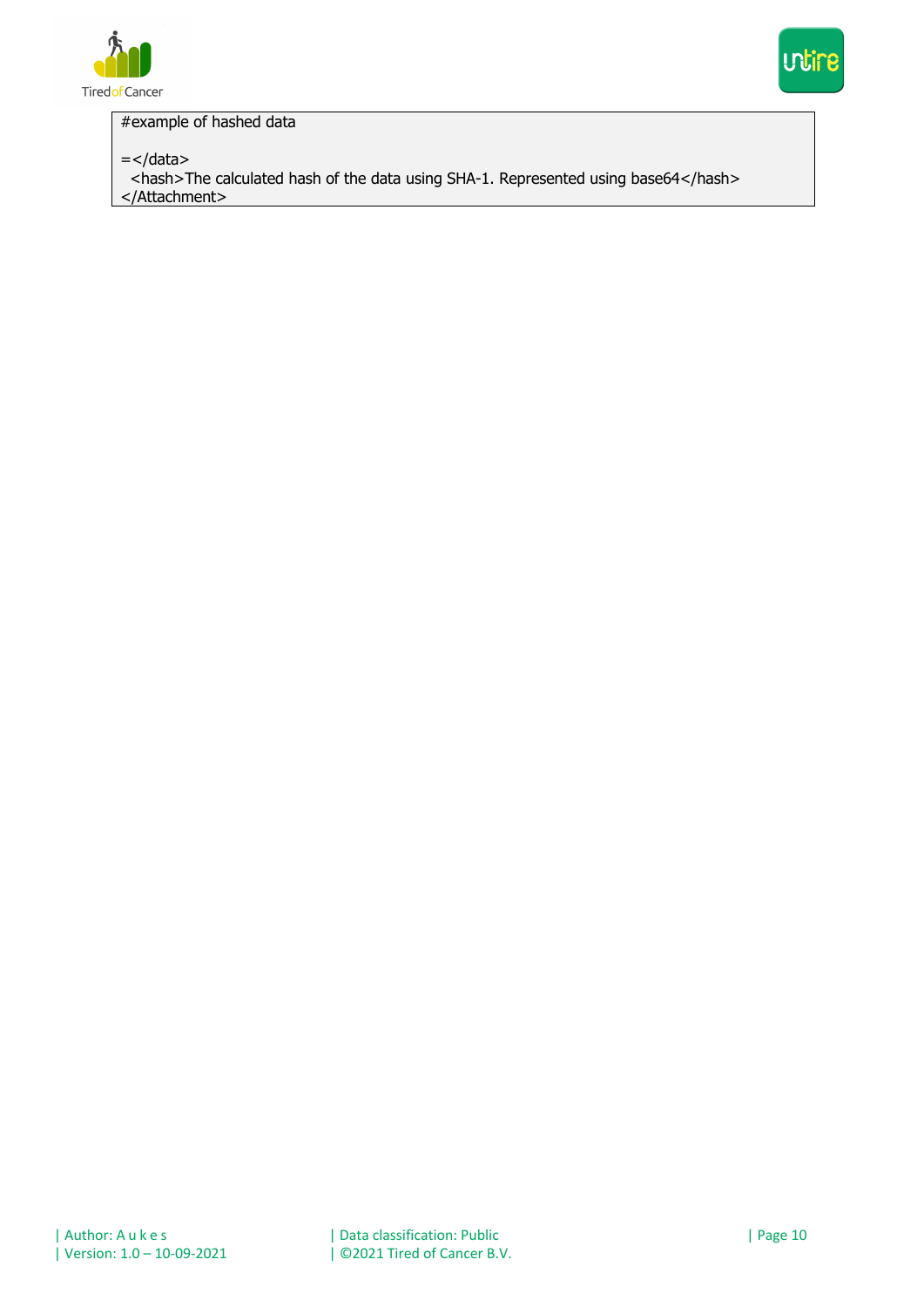```
#example of hashed data

=</data>
  <hash>The calculated hash of the data using SHA-1. Represented using base64</hash>
</Attachment>
```